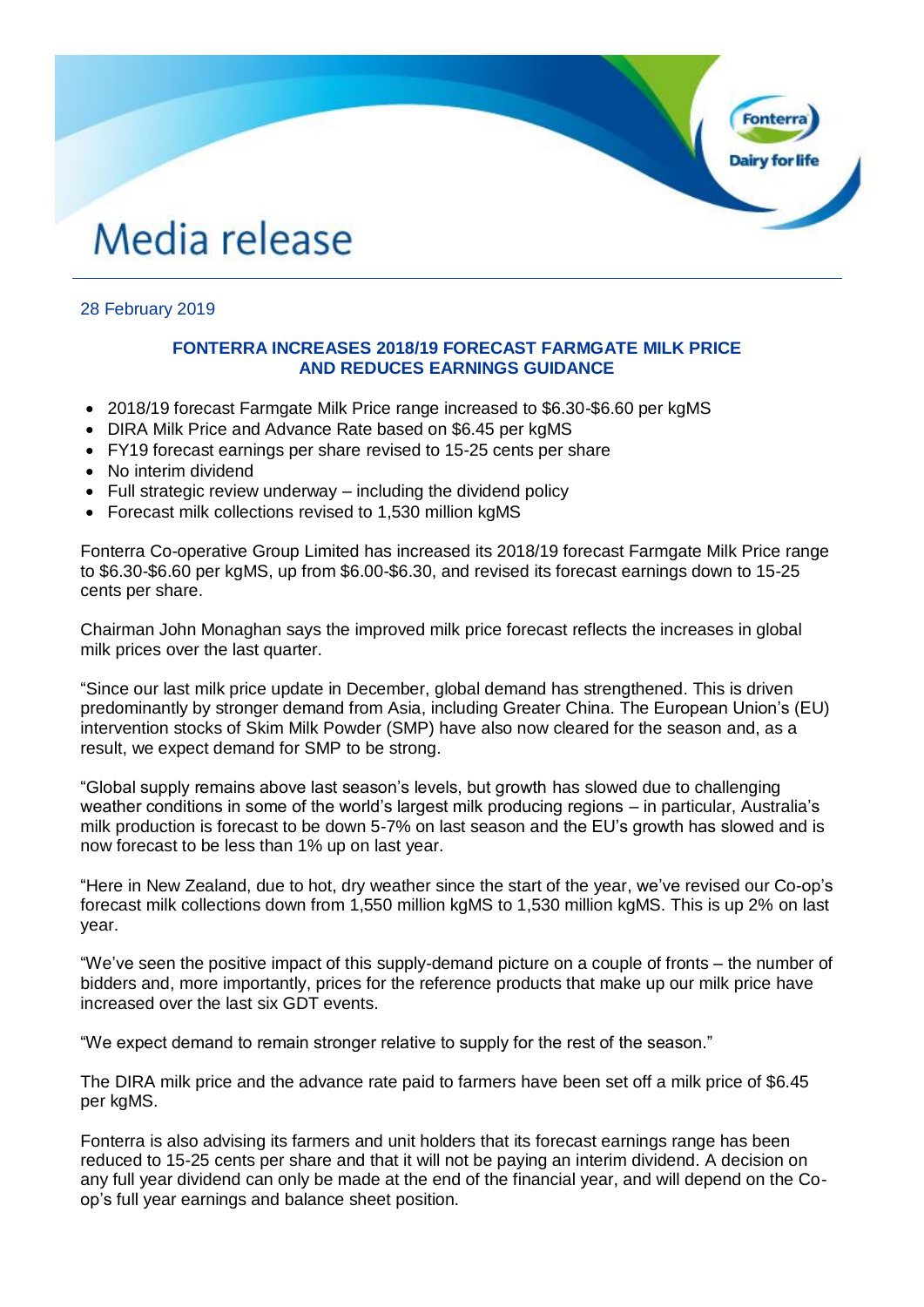# Media release

28 February 2019

## FONTERRA INCREASES 2018/19 FORECAST FARMGATE MILK PRICE AND REDUCES EARNINGS GUIDANCE

- 2018/19 forecast Farmgate Milk Price range increased to $6.30-$6.60 per kgMS
- DIRA Milk Price and Advance Rate based on $6.45 per kgMS
- FY19 forecast earnings per share revised to 15-25 cents per share
- No interim dividend
- Full strategic review underway – including the dividend policy
- Forecast milk collections revised to 1,530 million kgMS

Fonterra Co-operative Group Limited has increased its 2018/19 forecast Farmgate Milk Price range to $6.30-$6.60 per kgMS, up from $6.00-$6.30, and revised its forecast earnings down to 15-25 cents per share.

Chairman John Monaghan says the improved milk price forecast reflects the increases in global milk prices over the last quarter.

"Since our last milk price update in December, global demand has strengthened. This is driven predominantly by stronger demand from Asia, including Greater China. The European Union's (EU) intervention stocks of Skim Milk Powder (SMP) have also now cleared for the season and, as a result, we expect demand for SMP to be strong.

"Global supply remains above last season's levels, but growth has slowed due to challenging weather conditions in some of the world's largest milk producing regions – in particular, Australia's milk production is forecast to be down 5-7% on last season and the EU's growth has slowed and is now forecast to be less than 1% up on last year.

"Here in New Zealand, due to hot, dry weather since the start of the year, we've revised our Co-op's forecast milk collections down from 1,550 million kgMS to 1,530 million kgMS. This is up 2% on last year.

"We've seen the positive impact of this supply-demand picture on a couple of fronts – the number of bidders and, more importantly, prices for the reference products that make up our milk price have increased over the last six GDT events.

"We expect demand to remain stronger relative to supply for the rest of the season."

The DIRA milk price and the advance rate paid to farmers have been set off a milk price of $6.45 per kgMS.

Fonterra is also advising its farmers and unit holders that its forecast earnings range has been reduced to 15-25 cents per share and that it will not be paying an interim dividend. A decision on any full year dividend can only be made at the end of the financial year, and will depend on the Co-op's full year earnings and balance sheet position.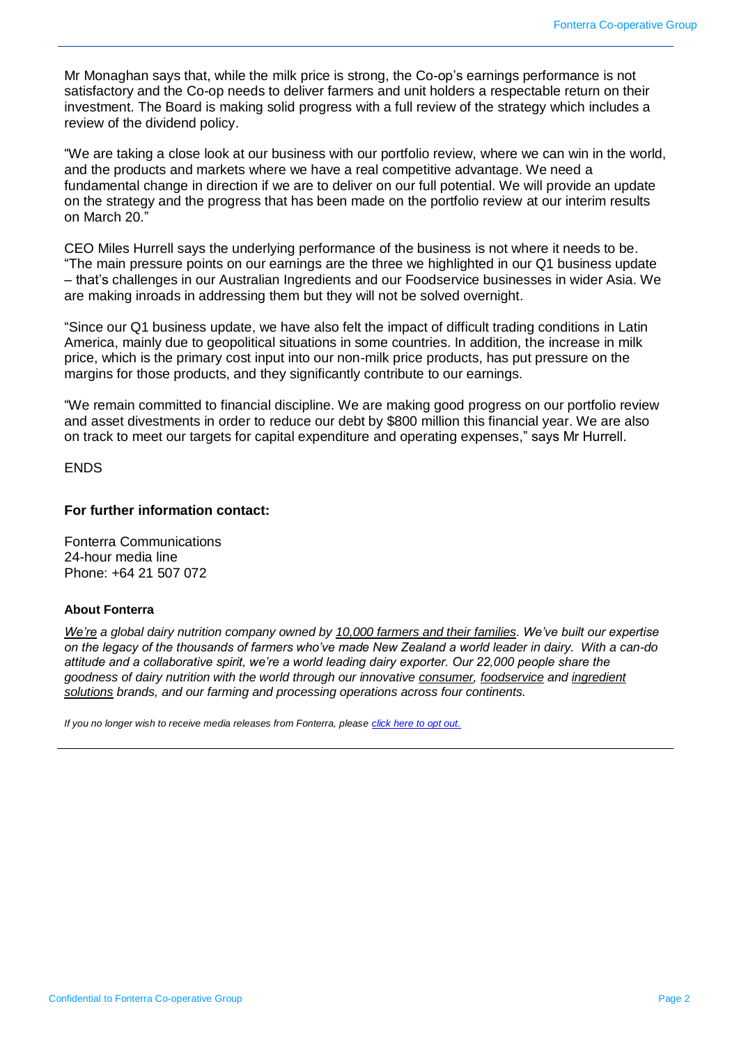Mr Monaghan says that, while the milk price is strong, the Co-op's earnings performance is not satisfactory and the Co-op needs to deliver farmers and unit holders a respectable return on their investment. The Board is making solid progress with a full review of the strategy which includes a review of the dividend policy.

"We are taking a close look at our business with our portfolio review, where we can win in the world, and the products and markets where we have a real competitive advantage. We need a fundamental change in direction if we are to deliver on our full potential. We will provide an update on the strategy and the progress that has been made on the portfolio review at our interim results on March 20."

CEO Miles Hurrell says the underlying performance of the business is not where it needs to be. "The main pressure points on our earnings are the three we highlighted in our Q1 business update – that's challenges in our Australian Ingredients and our Foodservice businesses in wider Asia. We are making inroads in addressing them but they will not be solved overnight.

"Since our Q1 business update, we have also felt the impact of difficult trading conditions in Latin America, mainly due to geopolitical situations in some countries. In addition, the increase in milk price, which is the primary cost input into our non-milk price products, has put pressure on the margins for those products, and they significantly contribute to our earnings.

"We remain committed to financial discipline. We are making good progress on our portfolio review and asset divestments in order to reduce our debt by $800 million this financial year. We are also on track to meet our targets for capital expenditure and operating expenses," says Mr Hurrell.

ENDS

### For further information contact:

Fonterra Communications
24-hour media line
Phone: +64 21 507 072

#### About Fonterra

*We're a global dairy nutrition company owned by 10,000 farmers and their families. We've built our expertise on the legacy of the thousands of farmers who've made New Zealand a world leader in dairy. With a can-do attitude and a collaborative spirit, we're a world leading dairy exporter. Our 22,000 people share the goodness of dairy nutrition with the world through our innovative consumer, foodservice and ingredient solutions brands, and our farming and processing operations across four continents.*

*If you no longer wish to receive media releases from Fonterra, please click here to opt out.*